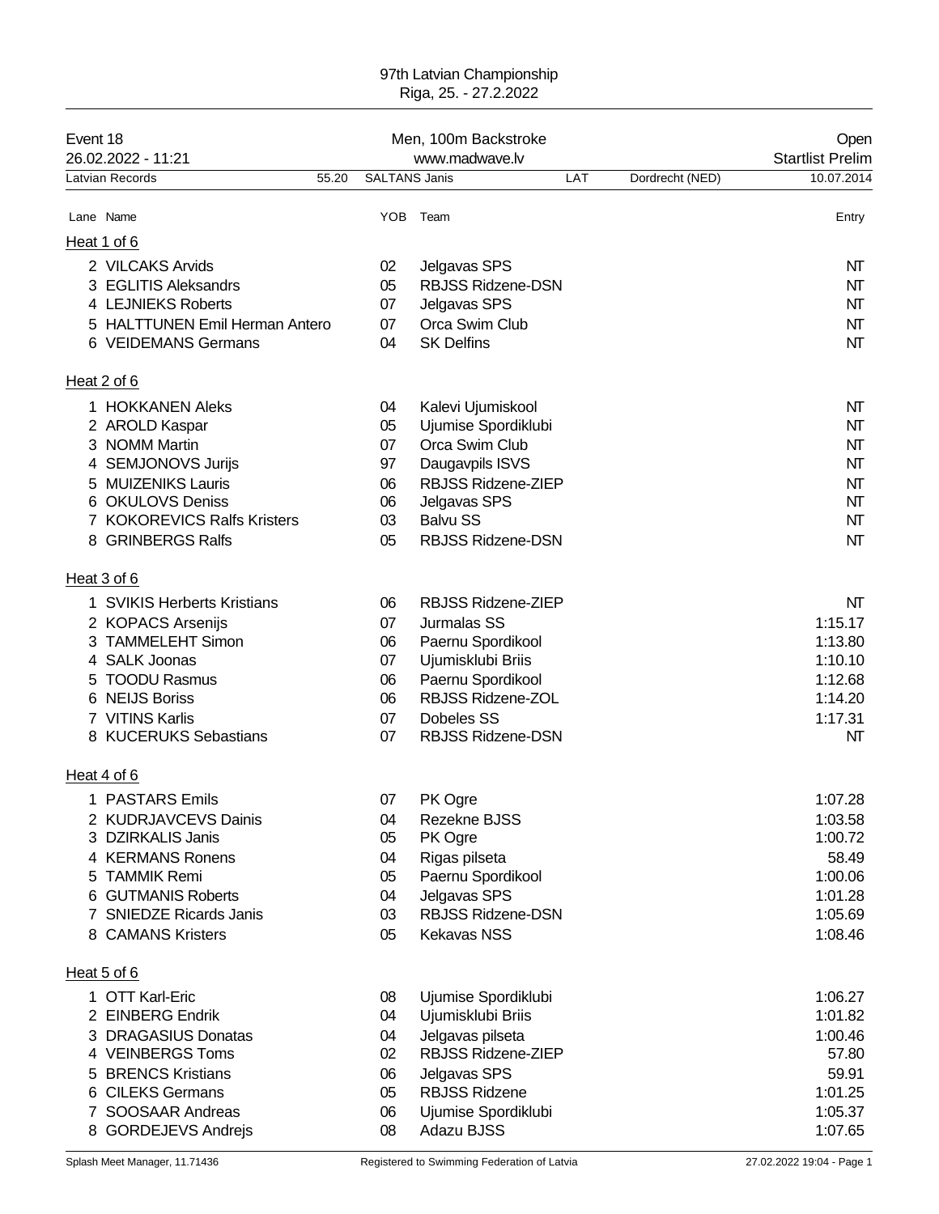97th Latvian Championship
Riga, 25. - 27.2.2022

| Event 18 | Men, 100m Backstroke | Open |
|---|---|---|
| 26.02.2022 - 11:21 | www.madwave.lv | Startlist Prelim |

| Latvian Records | 55.20 | SALTANS Janis | LAT | Dordrecht (NED) | 10.07.2014 |
|---|---|---|---|---|---|

### Heat 1 of 6

| Lane | Name | YOB | Team | Entry |
|---|---|---|---|---|
| 2 | VILCAKS Arvids | 02 | Jelgavas SPS | NT |
| 3 | EGLITIS Aleksandrs | 05 | RBJSS Ridzene-DSN | NT |
| 4 | LEJNIEKS Roberts | 07 | Jelgavas SPS | NT |
| 5 | HALTTUNEN Emil Herman Antero | 07 | Orca Swim Club | NT |
| 6 | VEIDEMANS Germans | 04 | SK Delfins | NT |

### Heat 2 of 6

| Lane | Name | YOB | Team | Entry |
|---|---|---|---|---|
| 1 | HOKKANEN Aleks | 04 | Kalevi Ujumiskool | NT |
| 2 | AROLD Kaspar | 05 | Ujumise Spordiklubi | NT |
| 3 | NOMM Martin | 07 | Orca Swim Club | NT |
| 4 | SEMJONOVS Jurijs | 97 | Daugavpils ISVS | NT |
| 5 | MUIZENIKS Lauris | 06 | RBJSS Ridzene-ZIEP | NT |
| 6 | OKULOVS Deniss | 06 | Jelgavas SPS | NT |
| 7 | KOKOREVICS Ralfs Kristers | 03 | Balvu SS | NT |
| 8 | GRINBERGS Ralfs | 05 | RBJSS Ridzene-DSN | NT |

### Heat 3 of 6

| Lane | Name | YOB | Team | Entry |
|---|---|---|---|---|
| 1 | SVIKIS Herberts Kristians | 06 | RBJSS Ridzene-ZIEP | NT |
| 2 | KOPACS Arsenijs | 07 | Jurmalas SS | 1:15.17 |
| 3 | TAMMELEHT Simon | 06 | Paernu Spordikool | 1:13.80 |
| 4 | SALK Joonas | 07 | Ujumisklubi Briis | 1:10.10 |
| 5 | TOODU Rasmus | 06 | Paernu Spordikool | 1:12.68 |
| 6 | NEIJS Boriss | 06 | RBJSS Ridzene-ZOL | 1:14.20 |
| 7 | VITINS Karlis | 07 | Dobeles SS | 1:17.31 |
| 8 | KUCERUKS Sebastians | 07 | RBJSS Ridzene-DSN | NT |

### Heat 4 of 6

| Lane | Name | YOB | Team | Entry |
|---|---|---|---|---|
| 1 | PASTARS Emils | 07 | PK Ogre | 1:07.28 |
| 2 | KUDRJAVCEVS Dainis | 04 | Rezekne BJSS | 1:03.58 |
| 3 | DZIRKALIS Janis | 05 | PK Ogre | 1:00.72 |
| 4 | KERMANS Ronens | 04 | Rigas pilseta | 58.49 |
| 5 | TAMMIK Remi | 05 | Paernu Spordikool | 1:00.06 |
| 6 | GUTMANIS Roberts | 04 | Jelgavas SPS | 1:01.28 |
| 7 | SNIEDZE Ricards Janis | 03 | RBJSS Ridzene-DSN | 1:05.69 |
| 8 | CAMANS Kristers | 05 | Kekavas NSS | 1:08.46 |

### Heat 5 of 6

| Lane | Name | YOB | Team | Entry |
|---|---|---|---|---|
| 1 | OTT Karl-Eric | 08 | Ujumise Spordiklubi | 1:06.27 |
| 2 | EINBERG Endrik | 04 | Ujumisklubi Briis | 1:01.82 |
| 3 | DRAGASIUS Donatas | 04 | Jelgavas pilseta | 1:00.46 |
| 4 | VEINBERGS Toms | 02 | RBJSS Ridzene-ZIEP | 57.80 |
| 5 | BRENCS Kristians | 06 | Jelgavas SPS | 59.91 |
| 6 | CILEKS Germans | 05 | RBJSS Ridzene | 1:01.25 |
| 7 | SOOSAAR Andreas | 06 | Ujumise Spordiklubi | 1:05.37 |
| 8 | GORDEJEVS Andrejs | 08 | Adazu BJSS | 1:07.65 |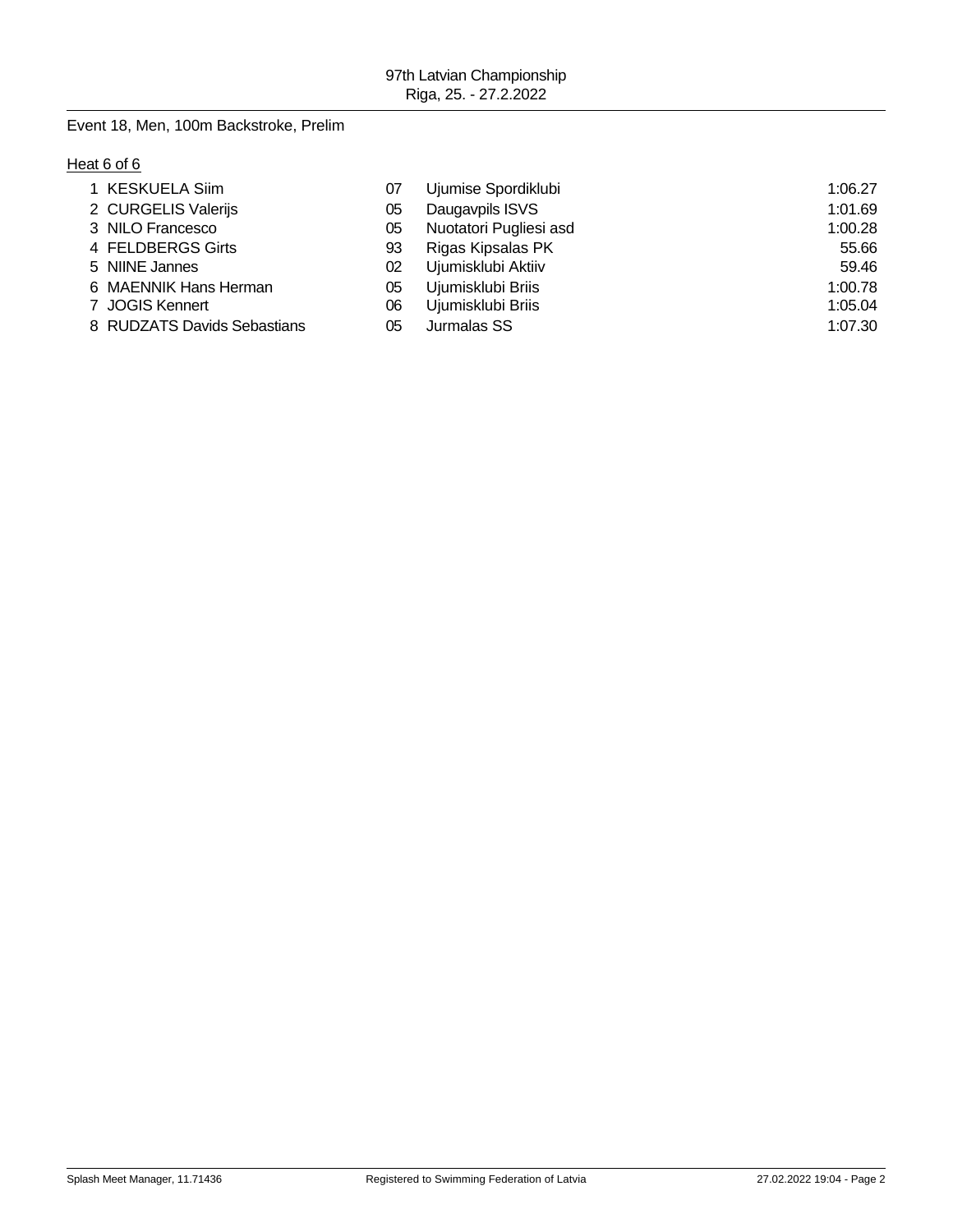97th Latvian Championship
Riga, 25. - 27.2.2022

Event 18, Men, 100m Backstroke, Prelim

Heat 6 of 6

| | | | | |
|---|---|---|---|---|
| 1 | KESKUELA Siim | 07 | Ujumise Spordiklubi | 1:06.27 |
| 2 | CURGELIS Valerijs | 05 | Daugavpils ISVS | 1:01.69 |
| 3 | NILO Francesco | 05 | Nuotatori Pugliesi asd | 1:00.28 |
| 4 | FELDBERGS Girts | 93 | Rigas Kipsalas PK | 55.66 |
| 5 | NIINE Jannes | 02 | Ujumisklubi Aktiiv | 59.46 |
| 6 | MAENNIK Hans Herman | 05 | Ujumisklubi Briis | 1:00.78 |
| 7 | JOGIS Kennert | 06 | Ujumisklubi Briis | 1:05.04 |
| 8 | RUDZATS Davids Sebastians | 05 | Jurmalas SS | 1:07.30 |

Splash Meet Manager, 11.71436 Registered to Swimming Federation of Latvia 27.02.2022 19:04